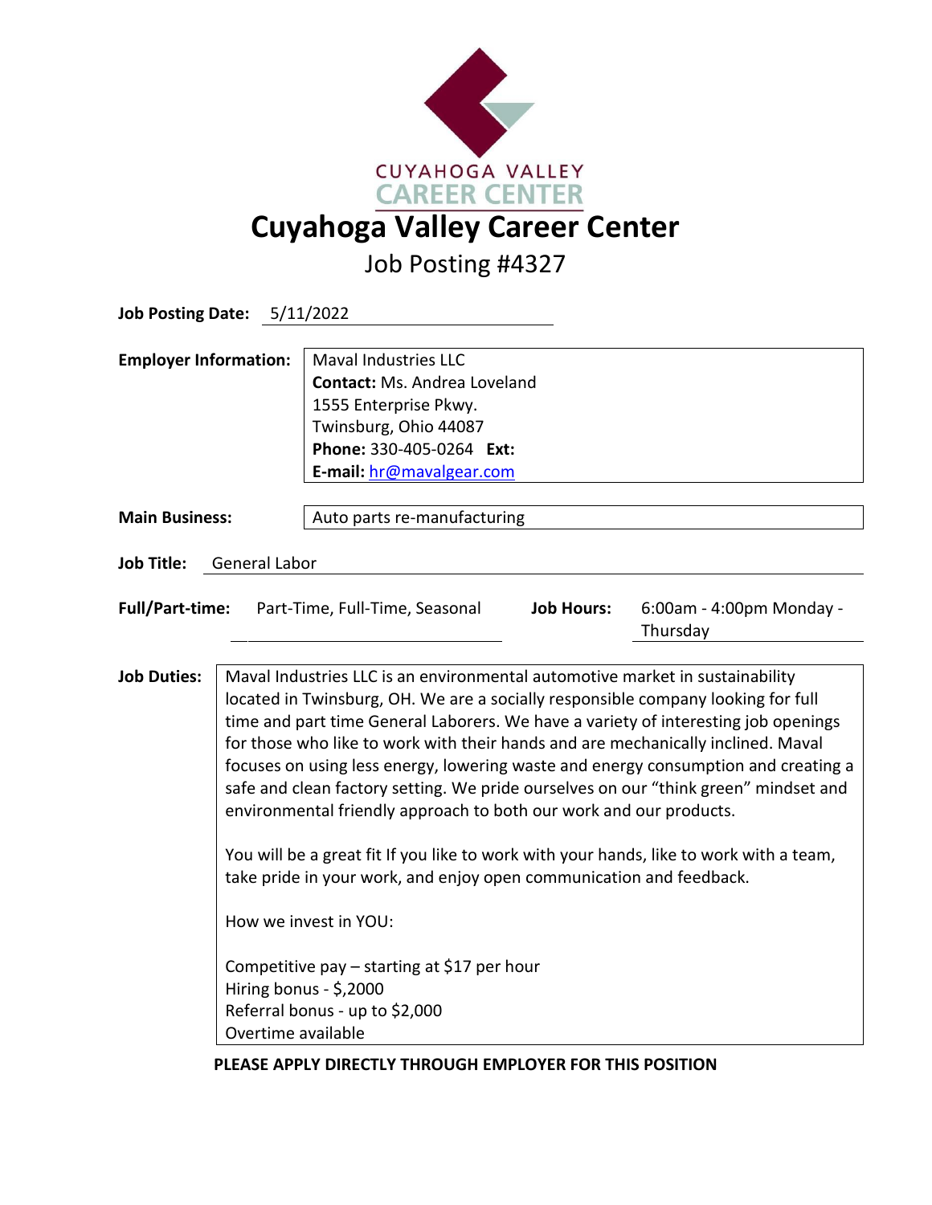# Cuyahoga Valley Career Center

## Job Posting #4327

**Job Posting Date:** 5/11/2022

**Employer Information:**
Maval Industries LLC
**Contact:** Ms. Andrea Loveland
1555 Enterprise Pkwy.
Twinsburg, Ohio 44087
**Phone:** 330-405-0264 **Ext:**
**E-mail:** hr@mavalgear.com

**Main Business:** Auto parts re-manufacturing

**Job Title:** General Labor

**Full/Part-time:** Part-Time, Full-Time, Seasonal **Job Hours:** 6:00am - 4:00pm Monday - Thursday

**Job Duties:**

Maval Industries LLC is an environmental automotive market in sustainability located in Twinsburg, OH. We are a socially responsible company looking for full time and part time General Laborers. We have a variety of interesting job openings for those who like to work with their hands and are mechanically inclined. Maval focuses on using less energy, lowering waste and energy consumption and creating a safe and clean factory setting. We pride ourselves on our "think green" mindset and environmental friendly approach to both our work and our products.

You will be a great fit If you like to work with your hands, like to work with a team, take pride in your work, and enjoy open communication and feedback.

How we invest in YOU:

Competitive pay – starting at $17 per hour
Hiring bonus - $,2000
Referral bonus - up to $2,000
Overtime available

**PLEASE APPLY DIRECTLY THROUGH EMPLOYER FOR THIS POSITION**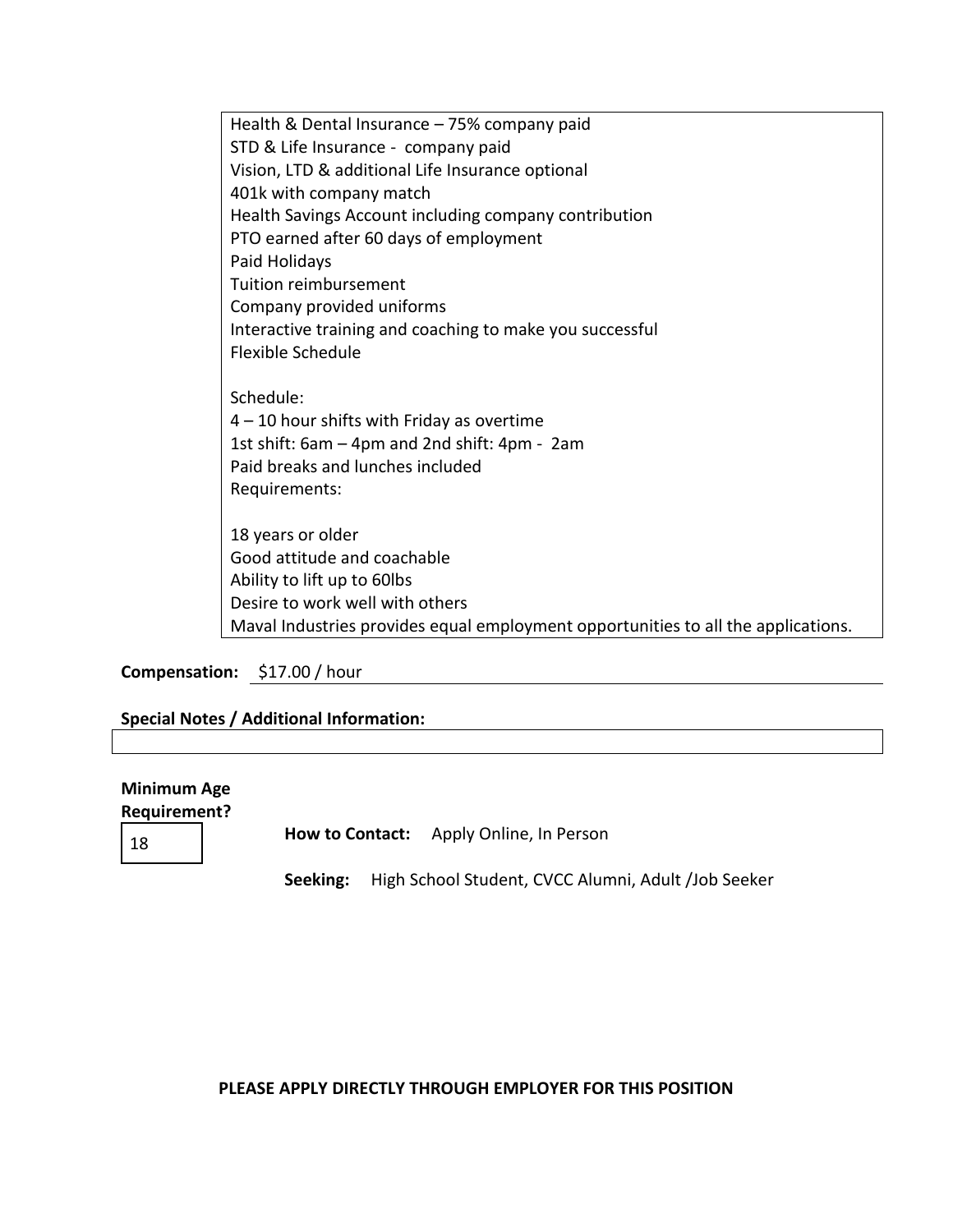Health & Dental Insurance – 75% company paid
STD & Life Insurance - company paid
Vision, LTD & additional Life Insurance optional
401k with company match
Health Savings Account including company contribution
PTO earned after 60 days of employment
Paid Holidays
Tuition reimbursement
Company provided uniforms
Interactive training and coaching to make you successful
Flexible Schedule

Schedule:
4 – 10 hour shifts with Friday as overtime
1st shift: 6am – 4pm and 2nd shift: 4pm - 2am
Paid breaks and lunches included
Requirements:

18 years or older
Good attitude and coachable
Ability to lift up to 60lbs
Desire to work well with others
Maval Industries provides equal employment opportunities to all the applications.

**Compensation:** $17.00 / hour

**Special Notes / Additional Information:**

**Minimum Age Requirement?**

18

**How to Contact:** Apply Online, In Person

**Seeking:** High School Student, CVCC Alumni, Adult /Job Seeker

**PLEASE APPLY DIRECTLY THROUGH EMPLOYER FOR THIS POSITION**